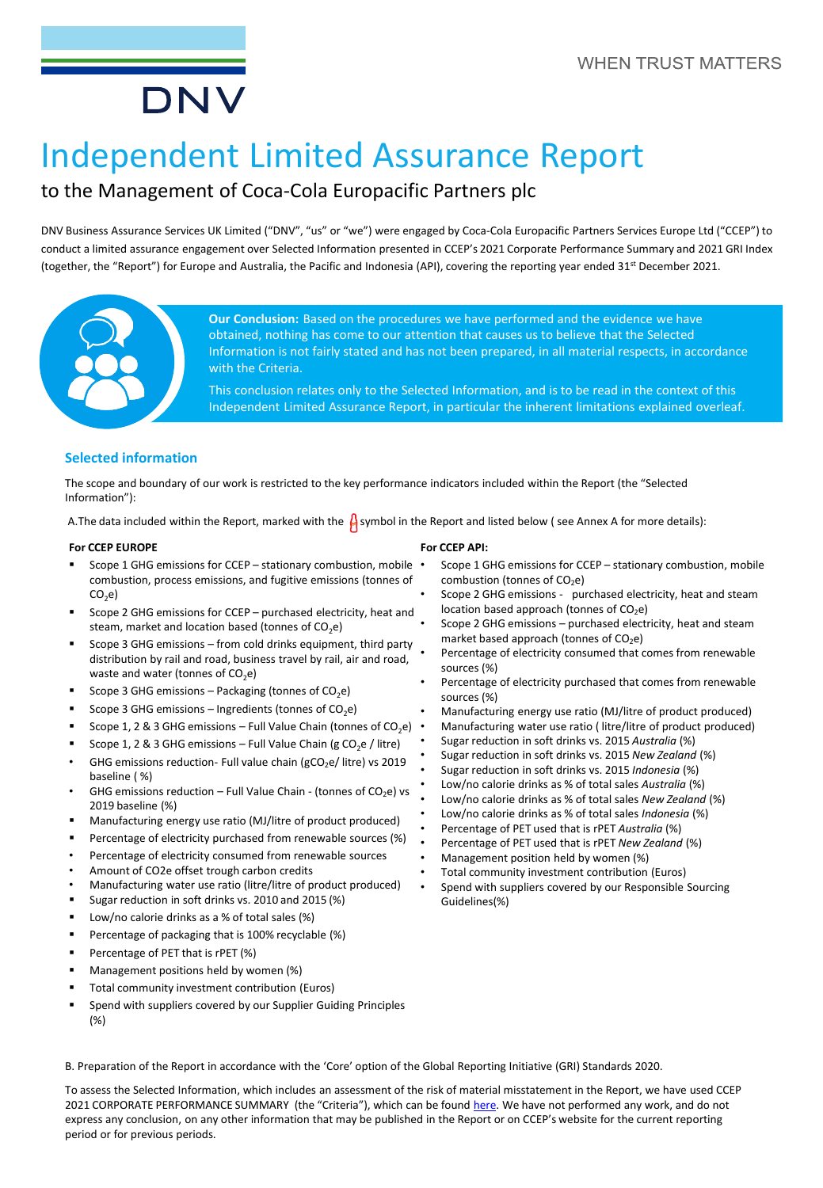DNV

WHEN TRUST MATTERS

# Independent Limited Assurance Report

## to the Management of Coca-Cola Europacific Partners plc

DNV Business Assurance Services UK Limited ("DNV", "us" or "we") were engaged by Coca-Cola Europacific Partners Services Europe Ltd ("CCEP") to conduct a limited assurance engagement over Selected Information presented in CCEP's 2021 Corporate Performance Summary and 2021 GRI Index (together, the "Report") for Europe and Australia, the Pacific and Indonesia (API), covering the reporting year ended 31st December 2021.

**Our Conclusion:** Based on the procedures we have performed and the evidence we have obtained, nothing has come to our attention that causes us to believe that the Selected Information is not fairly stated and has not been prepared, in all material respects, in accordance with the Criteria.

This conclusion relates only to the Selected Information, and is to be read in the context of this Independent Limited Assurance Report, in particular the inherent limitations explained overleaf.

### Selected information

The scope and boundary of our work is restricted to the key performance indicators included within the Report (the "Selected Information"):

A. The data included within the Report, marked with the symbol in the Report and listed below ( see Annex A for more details):

**For CCEP EUROPE**

- Scope 1 GHG emissions for CCEP – stationary combustion, mobile combustion, process emissions, and fugitive emissions (tonnes of $CO_2e$)
- Scope 2 GHG emissions for CCEP – purchased electricity, heat and steam, market and location based (tonnes of $CO_2e$)
- Scope 3 GHG emissions – from cold drinks equipment, third party distribution by rail and road, business travel by rail, air and road, waste and water (tonnes of $CO_2e$)
- Scope 3 GHG emissions – Packaging (tonnes of $CO_2e$)
- Scope 3 GHG emissions – Ingredients (tonnes of $CO_2e$)
- Scope 1, 2 & 3 GHG emissions – Full Value Chain (tonnes of $CO_2e$)
- Scope 1, 2 & 3 GHG emissions – Full Value Chain (g $CO_2e$ / litre)
- GHG emissions reduction- Full value chain (g$CO_2e$/ litre) vs 2019 baseline ( %)
- GHG emissions reduction – Full Value Chain - (tonnes of $CO_2e$) vs 2019 baseline (%)
- Manufacturing energy use ratio (MJ/litre of product produced)
- Percentage of electricity purchased from renewable sources (%)
- Percentage of electricity consumed from renewable sources
- Amount of CO2e offset trough carbon credits
- Manufacturing water use ratio (litre/litre of product produced)
- Sugar reduction in soft drinks vs. 2010 and 2015 (%)
- Low/no calorie drinks as a % of total sales (%)
- Percentage of packaging that is 100% recyclable (%)
- Percentage of PET that is rPET (%)
- Management positions held by women (%)
- Total community investment contribution (Euros)
- Spend with suppliers covered by our Supplier Guiding Principles (%)

**For CCEP API:**

- Scope 1 GHG emissions for CCEP – stationary combustion, mobile combustion (tonnes of $CO_2e$)
- Scope 2 GHG emissions - purchased electricity, heat and steam location based approach (tonnes of $CO_2e$)
- Scope 2 GHG emissions – purchased electricity, heat and steam market based approach (tonnes of $CO_2e$)
- Percentage of electricity consumed that comes from renewable sources (%)
- Percentage of electricity purchased that comes from renewable sources (%)
- Manufacturing energy use ratio (MJ/litre of product produced)
- Manufacturing water use ratio ( litre/litre of product produced)
- Sugar reduction in soft drinks vs. 2015 *Australia* (%)
- Sugar reduction in soft drinks vs. 2015 *New Zealand* (%)
- Sugar reduction in soft drinks vs. 2015 *Indonesia* (%)
- Low/no calorie drinks as % of total sales *Australia* (%)
- Low/no calorie drinks as % of total sales *New Zealand* (%)
- Low/no calorie drinks as % of total sales *Indonesia* (%)
- Percentage of PET used that is rPET *Australia* (%)
- Percentage of PET used that is rPET *New Zealand* (%)
- Management position held by women (%)
- Total community investment contribution (Euros)
- Spend with suppliers covered by our Responsible Sourcing Guidelines(%)

B. Preparation of the Report in accordance with the 'Core' option of the Global Reporting Initiative (GRI) Standards 2020.

To assess the Selected Information, which includes an assessment of the risk of material misstatement in the Report, we have used CCEP 2021 CORPORATE PERFORMANCE SUMMARY (the "Criteria"), which can be found here. We have not performed any work, and do not express any conclusion, on any other information that may be published in the Report or on CCEP's website for the current reporting period or for previous periods.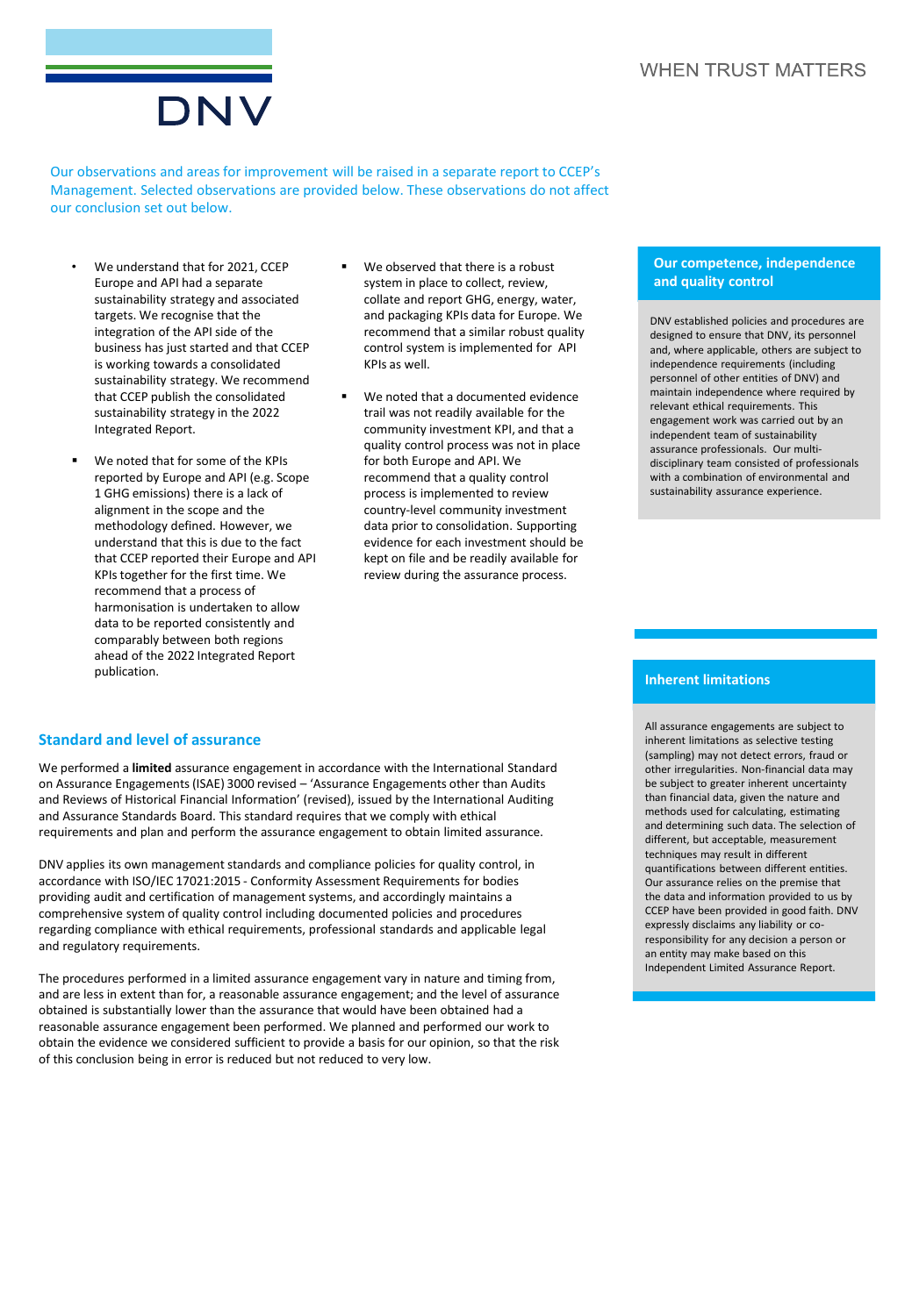Our observations and areas for improvement will be raised in a separate report to CCEP's Management. Selected observations are provided below. These observations do not affect our conclusion set out below.

- We understand that for 2021, CCEP Europe and API had a separate sustainability strategy and associated targets. We recognise that the integration of the API side of the business has just started and that CCEP is working towards a consolidated sustainability strategy. We recommend that CCEP publish the consolidated sustainability strategy in the 2022 Integrated Report.
- We noted that for some of the KPIs reported by Europe and API (e.g. Scope 1 GHG emissions) there is a lack of alignment in the scope and the methodology defined. However, we understand that this is due to the fact that CCEP reported their Europe and API KPIs together for the first time. We recommend that a process of harmonisation is undertaken to allow data to be reported consistently and comparably between both regions ahead of the 2022 Integrated Report publication.
- We observed that there is a robust system in place to collect, review, collate and report GHG, energy, water, and packaging KPIs data for Europe. We recommend that a similar robust quality control system is implemented for API KPIs as well.
- We noted that a documented evidence trail was not readily available for the community investment KPI, and that a quality control process was not in place for both Europe and API. We recommend that a quality control process is implemented to review country-level community investment data prior to consolidation. Supporting evidence for each investment should be kept on file and be readily available for review during the assurance process.

## Standard and level of assurance

We performed a **limited** assurance engagement in accordance with the International Standard on Assurance Engagements (ISAE) 3000 revised – 'Assurance Engagements other than Audits and Reviews of Historical Financial Information' (revised), issued by the International Auditing and Assurance Standards Board. This standard requires that we comply with ethical requirements and plan and perform the assurance engagement to obtain limited assurance.

DNV applies its own management standards and compliance policies for quality control, in accordance with ISO/IEC 17021:2015 - Conformity Assessment Requirements for bodies providing audit and certification of management systems, and accordingly maintains a comprehensive system of quality control including documented policies and procedures regarding compliance with ethical requirements, professional standards and applicable legal and regulatory requirements.

The procedures performed in a limited assurance engagement vary in nature and timing from, and are less in extent than for, a reasonable assurance engagement; and the level of assurance obtained is substantially lower than the assurance that would have been obtained had a reasonable assurance engagement been performed. We planned and performed our work to obtain the evidence we considered sufficient to provide a basis for our opinion, so that the risk of this conclusion being in error is reduced but not reduced to very low.

## Our competence, independence and quality control

DNV established policies and procedures are designed to ensure that DNV, its personnel and, where applicable, others are subject to independence requirements (including personnel of other entities of DNV) and maintain independence where required by relevant ethical requirements. This engagement work was carried out by an independent team of sustainability assurance professionals. Our multi-disciplinary team consisted of professionals with a combination of environmental and sustainability assurance experience.

## Inherent limitations

All assurance engagements are subject to inherent limitations as selective testing (sampling) may not detect errors, fraud or other irregularities. Non-financial data may be subject to greater inherent uncertainty than financial data, given the nature and methods used for calculating, estimating and determining such data. The selection of different, but acceptable, measurement techniques may result in different quantifications between different entities. Our assurance relies on the premise that the data and information provided to us by CCEP have been provided in good faith. DNV expressly disclaims any liability or co-responsibility for any decision a person or an entity may make based on this Independent Limited Assurance Report.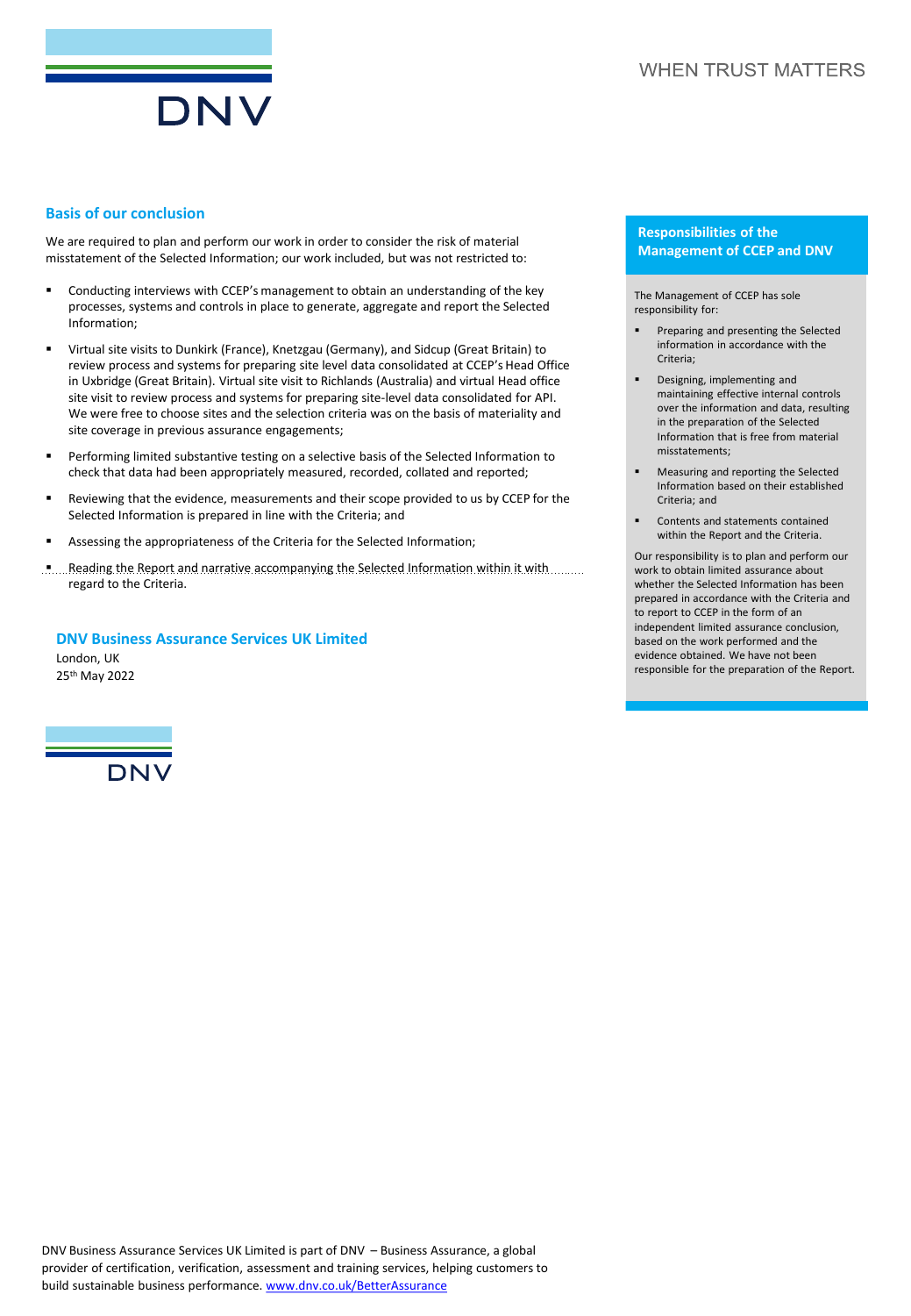## Basis of our conclusion

We are required to plan and perform our work in order to consider the risk of material misstatement of the Selected Information; our work included, but was not restricted to:

- Conducting interviews with CCEP's management to obtain an understanding of the key processes, systems and controls in place to generate, aggregate and report the Selected Information;
- Virtual site visits to Dunkirk (France), Knetzgau (Germany), and Sidcup (Great Britain) to review process and systems for preparing site level data consolidated at CCEP's Head Office in Uxbridge (Great Britain). Virtual site visit to Richlands (Australia) and virtual Head office site visit to review process and systems for preparing site-level data consolidated for API. We were free to choose sites and the selection criteria was on the basis of materiality and site coverage in previous assurance engagements;
- Performing limited substantive testing on a selective basis of the Selected Information to check that data had been appropriately measured, recorded, collated and reported;
- Reviewing that the evidence, measurements and their scope provided to us by CCEP for the Selected Information is prepared in line with the Criteria; and
- Assessing the appropriateness of the Criteria for the Selected Information;
- Reading the Report and narrative accompanying the Selected Information within it with regard to the Criteria.

**DNV Business Assurance Services UK Limited**
London, UK
25th May 2022

### Responsibilities of the Management of CCEP and DNV

The Management of CCEP has sole responsibility for:

- Preparing and presenting the Selected information in accordance with the Criteria;
- Designing, implementing and maintaining effective internal controls over the information and data, resulting in the preparation of the Selected Information that is free from material misstatements;
- Measuring and reporting the Selected Information based on their established Criteria; and
- Contents and statements contained within the Report and the Criteria.

Our responsibility is to plan and perform our work to obtain limited assurance about whether the Selected Information has been prepared in accordance with the Criteria and to report to CCEP in the form of an independent limited assurance conclusion, based on the work performed and the evidence obtained. We have not been responsible for the preparation of the Report.

DNV Business Assurance Services UK Limited is part of DNV – Business Assurance, a global provider of certification, verification, assessment and training services, helping customers to build sustainable business performance. www.dnv.co.uk/BetterAssurance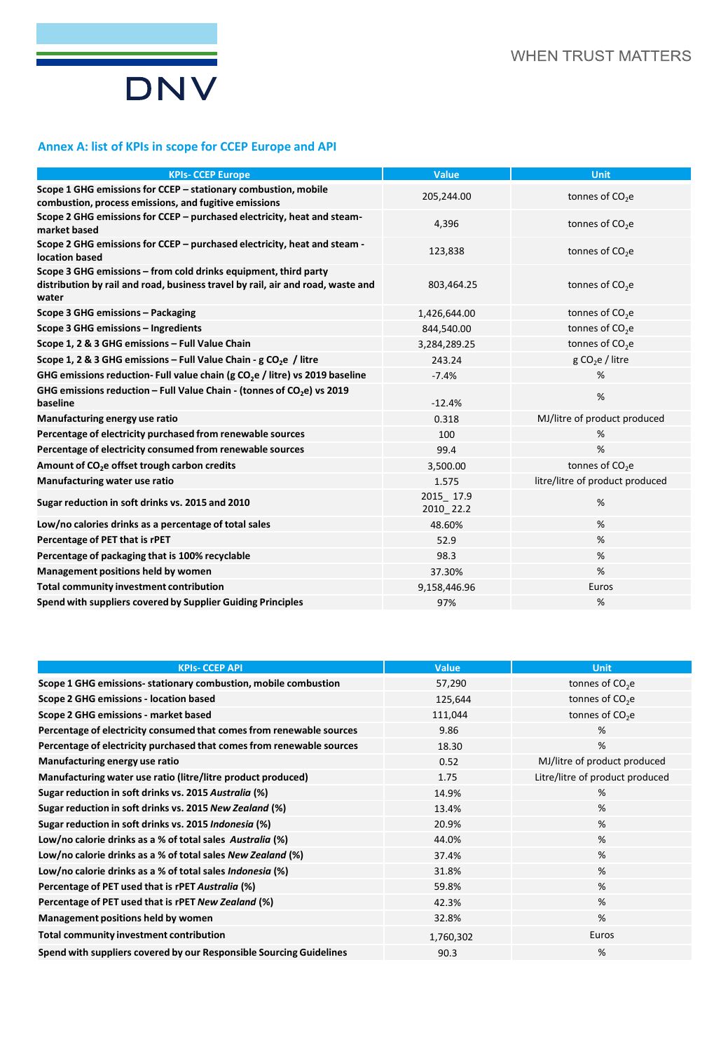## Annex A: list of KPIs in scope for CCEP Europe and API

| KPIs- CCEP Europe | Value | Unit |
|---|---|---|
| **Scope 1 GHG emissions for CCEP – stationary combustion, mobile combustion, process emissions, and fugitive emissions** | 205,244.00 | tonnes of $CO_2$e |
| **Scope 2 GHG emissions for CCEP – purchased electricity, heat and steam- market based** | 4,396 | tonnes of $CO_2$e |
| **Scope 2 GHG emissions for CCEP – purchased electricity, heat and steam - location based** | 123,838 | tonnes of $CO_2$e |
| **Scope 3 GHG emissions – from cold drinks equipment, third party distribution by rail and road, business travel by rail, air and road, waste and water** | 803,464.25 | tonnes of $CO_2$e |
| **Scope 3 GHG emissions – Packaging** | 1,426,644.00 | tonnes of $CO_2$e |
| **Scope 3 GHG emissions – Ingredients** | 844,540.00 | tonnes of $CO_2$e |
| **Scope 1, 2 & 3 GHG emissions – Full Value Chain** | 3,284,289.25 | tonnes of $CO_2$e |
| **Scope 1, 2 & 3 GHG emissions – Full Value Chain - g $CO_2$e / litre** | 243.24 | g $CO_2$e / litre |
| **GHG emissions reduction- Full value chain (g $CO_2$e / litre) vs 2019 baseline** | -7.4% | % |
| **GHG emissions reduction – Full Value Chain - (tonnes of $CO_2$e) vs 2019 baseline** | -12.4% | % |
| **Manufacturing energy use ratio** | 0.318 | MJ/litre of product produced |
| **Percentage of electricity purchased from renewable sources** | 100 | % |
| **Percentage of electricity consumed from renewable sources** | 99.4 | % |
| **Amount of $CO_2$e offset trough carbon credits** | 3,500.00 | tonnes of $CO_2$e |
| **Manufacturing water use ratio** | 1.575 | litre/litre of product produced |
| **Sugar reduction in soft drinks vs. 2015 and 2010** | 2015_ 17.9<br>2010_ 22.2 | % |
| **Low/no calories drinks as a percentage of total sales** | 48.60% | % |
| **Percentage of PET that is rPET** | 52.9 | % |
| **Percentage of packaging that is 100% recyclable** | 98.3 | % |
| **Management positions held by women** | 37.30% | % |
| **Total community investment contribution** | 9,158,446.96 | Euros |
| **Spend with suppliers covered by Supplier Guiding Principles** | 97% | % |

| KPIs- CCEP API | Value | Unit |
|---|---|---|
| **Scope 1 GHG emissions- stationary combustion, mobile combustion** | 57,290 | tonnes of $CO_2$e |
| **Scope 2 GHG emissions - location based** | 125,644 | tonnes of $CO_2$e |
| **Scope 2 GHG emissions - market based** | 111,044 | tonnes of $CO_2$e |
| **Percentage of electricity consumed that comes from renewable sources** | 9.86 | % |
| **Percentage of electricity purchased that comes from renewable sources** | 18.30 | % |
| **Manufacturing energy use ratio** | 0.52 | MJ/litre of product produced |
| **Manufacturing water use ratio (litre/litre product produced)** | 1.75 | Litre/litre of product produced |
| **Sugar reduction in soft drinks vs. 2015 *Australia* (%)** | 14.9% | % |
| **Sugar reduction in soft drinks vs. 2015 *New Zealand* (%)** | 13.4% | % |
| **Sugar reduction in soft drinks vs. 2015 *Indonesia* (%)** | 20.9% | % |
| **Low/no calorie drinks as a % of total sales *Australia* (%)** | 44.0% | % |
| **Low/no calorie drinks as a % of total sales *New Zealand* (%)** | 37.4% | % |
| **Low/no calorie drinks as a % of total sales *Indonesia* (%)** | 31.8% | % |
| **Percentage of PET used that is rPET *Australia* (%)** | 59.8% | % |
| **Percentage of PET used that is rPET *New Zealand* (%)** | 42.3% | % |
| **Management positions held by women** | 32.8% | % |
| **Total community investment contribution** | 1,760,302 | Euros |
| **Spend with suppliers covered by our Responsible Sourcing Guidelines** | 90.3 | % |